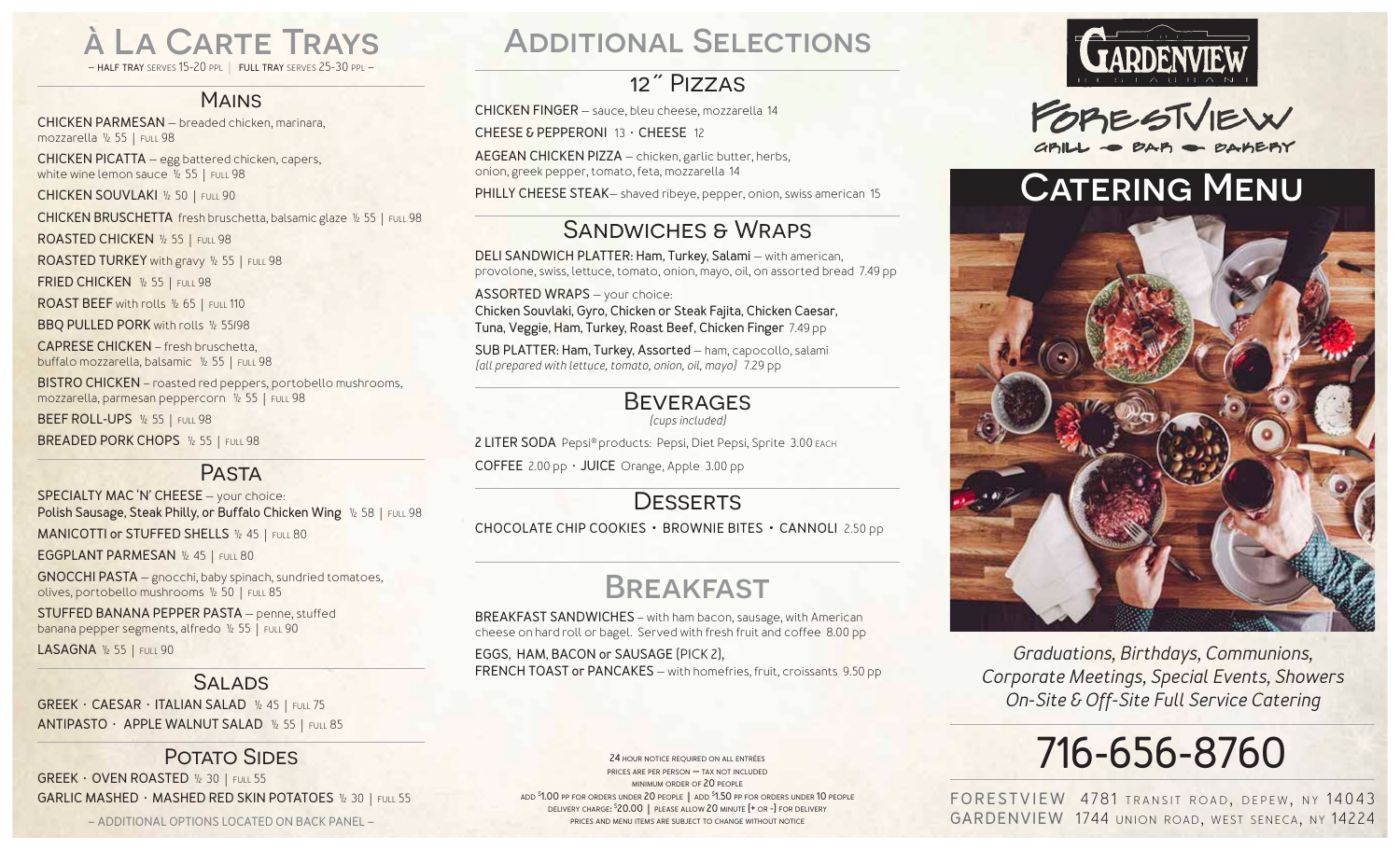# À La Carte Trays

– HALF TRAY SERVES 15-20 PPL | FULL TRAY SERVES 25-30 PPL –

## Mains

CHICKEN PARMESAN – breaded chicken, marinara, mozzarella ½ 55 | FULL 98

CHICKEN PICATTA – egg battered chicken, capers, white wine lemon sauce ½ 55 | FULL 98

CHICKEN SOUVLAKI ½ 50 | FULL 90

CHICKEN BRUSCHETTA fresh bruschetta, balsamic glaze ½ 55 | FULL 98

ROASTED CHICKEN ½ 55 | FULL 98

ROASTED TURKEY with gravy ½ 55 | FULL 98

FRIED CHICKEN ½ 55 | FULL 98

ROAST BEEF with rolls ½ 65 | FULL 110

BBQ PULLED PORK with rolls ½ 55/98

CAPRESE CHICKEN – fresh bruschetta, buffalo mozzarella, balsamic ½ 55 | FULL 98

BISTRO CHICKEN – roasted red peppers, portobello mushrooms, mozzarella, parmesan peppercorn ½ 55 | FULL 98

BEEF ROLL-UPS ½ 55 | FULL 98

BREADED PORK CHOPS ½ 55 | FULL 98

## Pasta

SPECIALTY MAC 'N' CHEESE – your choice: Polish Sausage, Steak Philly, or Buffalo Chicken Wing ½ 58 | FULL 98

MANICOTTI or STUFFED SHELLS ½ 45 | FULL 80

EGGPLANT PARMESAN ½ 45 | FULL 80

GNOCCHI PASTA – gnocchi, baby spinach, sundried tomatoes, olives, portobello mushrooms ½ 50 | FULL 85

STUFFED BANANA PEPPER PASTA – penne, stuffed banana pepper segments, alfredo ½ 55 | FULL 90

LASAGNA ½ 55 | FULL 90

## Salads

GREEK · CAESAR · ITALIAN SALAD ½ 45 | FULL 75

ANTIPASTO · APPLE WALNUT SALAD ½ 55 | FULL 85

## Potato Sides

GREEK · OVEN ROASTED ½ 30 | FULL 55

GARLIC MASHED · MASHED RED SKIN POTATOES ½ 30 | FULL 55

– ADDITIONAL OPTIONS LOCATED ON BACK PANEL –

# Additional Selections

## 12" Pizzas

CHICKEN FINGER – sauce, bleu cheese, mozzarella 14

CHEESE & PEPPERONI 13 · CHEESE 12

AEGEAN CHICKEN PIZZA – chicken, garlic butter, herbs, onion, greek pepper, tomato, feta, mozzarella 14

PHILLY CHEESE STEAK– shaved ribeye, pepper, onion, swiss american 15

## Sandwiches & Wraps

DELI SANDWICH PLATTER: Ham, Turkey, Salami – with american, provolone, swiss, lettuce, tomato, onion, mayo, oil, on assorted bread 7.49 pp

ASSORTED WRAPS – your choice: Chicken Souvlaki, Gyro, Chicken or Steak Fajita, Chicken Caesar, Tuna, Veggie, Ham, Turkey, Roast Beef, Chicken Finger 7.49 pp

SUB PLATTER: Ham, Turkey, Assorted – ham, capocollo, salami *(all prepared with lettuce, tomato, onion, oil, mayo)* 7.29 pp

## Beverages

*(cups included)*

2 LITER SODA Pepsi® products: Pepsi, Diet Pepsi, Sprite 3.00 EACH

COFFEE 2.00 pp · JUICE Orange, Apple 3.00 pp

## Desserts

CHOCOLATE CHIP COOKIES · BROWNIE BITES · CANNOLI 2.50 pp

# Breakfast

BREAKFAST SANDWICHES – with ham bacon, sausage, with American cheese on hard roll or bagel. Served with fresh fruit and coffee 8.00 pp

EGGS, HAM, BACON or SAUSAGE (PICK 2), FRENCH TOAST or PANCAKES – with homefries, fruit, croissants 9.50 pp

24 HOUR NOTICE REQUIRED ON ALL ENTRÉES
PRICES ARE PER PERSON — TAX NOT INCLUDED
MINIMUM ORDER OF 20 PEOPLE
ADD $1.00 PP FOR ORDERS UNDER 20 PEOPLE | ADD $1.50 PP FOR ORDERS UNDER 10 PEOPLE
DELIVERY CHARGE: $20.00 | PLEASE ALLOW 20 MINUTE (+ OR -) FOR DELIVERY
PRICES AND MENU ITEMS ARE SUBJECT TO CHANGE WITHOUT NOTICE

GARDENVIEW RESTAURANT

FORESTVIEW GRILL · BAR · BAKERY

# Catering Menu

*Graduations, Birthdays, Communions, Corporate Meetings, Special Events, Showers On-Site & Off-Site Full Service Catering*

## 716-656-8760

FORESTVIEW 4781 TRANSIT ROAD, DEPEW, NY 14043
GARDENVIEW 1744 UNION ROAD, WEST SENECA, NY 14224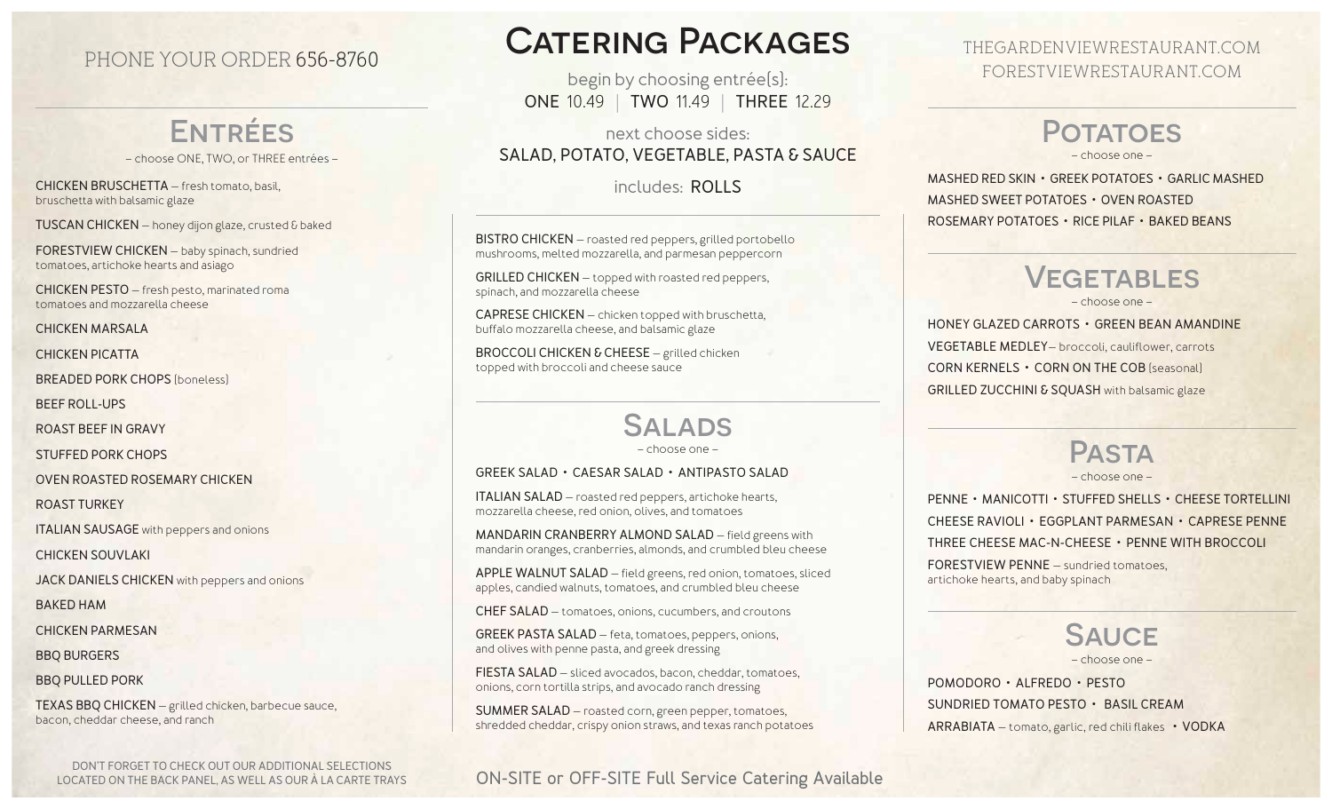PHONE YOUR ORDER 656-8760

# Catering Packages

begin by choosing entrée(s):
ONE 10.49 | TWO 11.49 | THREE 12.29

next choose sides:
SALAD, POTATO, VEGETABLE, PASTA & SAUCE

includes: ROLLS

THEGARDENVIEWRESTAURANT.COM
FORESTVIEWRESTAURANT.COM

## Entrées

– choose ONE, TWO, or THREE entrées –

CHICKEN BRUSCHETTA – fresh tomato, basil, bruschetta with balsamic glaze

TUSCAN CHICKEN – honey dijon glaze, crusted & baked

FORESTVIEW CHICKEN – baby spinach, sundried tomatoes, artichoke hearts and asiago

CHICKEN PESTO – fresh pesto, marinated roma tomatoes and mozzarella cheese

CHICKEN MARSALA

CHICKEN PICATTA

BREADED PORK CHOPS (boneless)

BEEF ROLL-UPS

ROAST BEEF IN GRAVY

STUFFED PORK CHOPS

OVEN ROASTED ROSEMARY CHICKEN

ROAST TURKEY

ITALIAN SAUSAGE with peppers and onions

CHICKEN SOUVLAKI

JACK DANIELS CHICKEN with peppers and onions

BAKED HAM

CHICKEN PARMESAN

BBQ BURGERS

BBQ PULLED PORK

TEXAS BBQ CHICKEN – grilled chicken, barbecue sauce, bacon, cheddar cheese, and ranch

BISTRO CHICKEN – roasted red peppers, grilled portobello mushrooms, melted mozzarella, and parmesan peppercorn

GRILLED CHICKEN – topped with roasted red peppers, spinach, and mozzarella cheese

CAPRESE CHICKEN – chicken topped with bruschetta, buffalo mozzarella cheese, and balsamic glaze

BROCCOLI CHICKEN & CHEESE – grilled chicken topped with broccoli and cheese sauce

DON'T FORGET TO CHECK OUT OUR ADDITIONAL SELECTIONS LOCATED ON THE BACK PANEL, AS WELL AS OUR À LA CARTE TRAYS

## Salads

– choose one –

GREEK SALAD • CAESAR SALAD • ANTIPASTO SALAD

ITALIAN SALAD – roasted red peppers, artichoke hearts, mozzarella cheese, red onion, olives, and tomatoes

MANDARIN CRANBERRY ALMOND SALAD – field greens with mandarin oranges, cranberries, almonds, and crumbled bleu cheese

APPLE WALNUT SALAD – field greens, red onion, tomatoes, sliced apples, candied walnuts, tomatoes, and crumbled bleu cheese

CHEF SALAD – tomatoes, onions, cucumbers, and croutons

GREEK PASTA SALAD – feta, tomatoes, peppers, onions, and olives with penne pasta, and greek dressing

FIESTA SALAD – sliced avocados, bacon, cheddar, tomatoes, onions, corn tortilla strips, and avocado ranch dressing

SUMMER SALAD – roasted corn, green pepper, tomatoes, shredded cheddar, crispy onion straws, and texas ranch potatoes

ON-SITE or OFF-SITE Full Service Catering Available

## Potatoes

– choose one –

MASHED RED SKIN • GREEK POTATOES • GARLIC MASHED
MASHED SWEET POTATOES • OVEN ROASTED
ROSEMARY POTATOES • RICE PILAF • BAKED BEANS

## Vegetables

– choose one –

HONEY GLAZED CARROTS • GREEN BEAN AMANDINE

VEGETABLE MEDLEY– broccoli, cauliflower, carrots

CORN KERNELS • CORN ON THE COB (seasonal)

GRILLED ZUCCHINI & SQUASH with balsamic glaze

## Pasta

– choose one –

PENNE • MANICOTTI • STUFFED SHELLS • CHEESE TORTELLINI
CHEESE RAVIOLI • EGGPLANT PARMESAN • CAPRESE PENNE
THREE CHEESE MAC-N-CHEESE • PENNE WITH BROCCOLI

FORESTVIEW PENNE – sundried tomatoes, artichoke hearts, and baby spinach

## Sauce

– choose one –

POMODORO • ALFREDO • PESTO
SUNDRIED TOMATO PESTO • BASIL CREAM
ARRABIATA – tomato, garlic, red chili flakes • VODKA